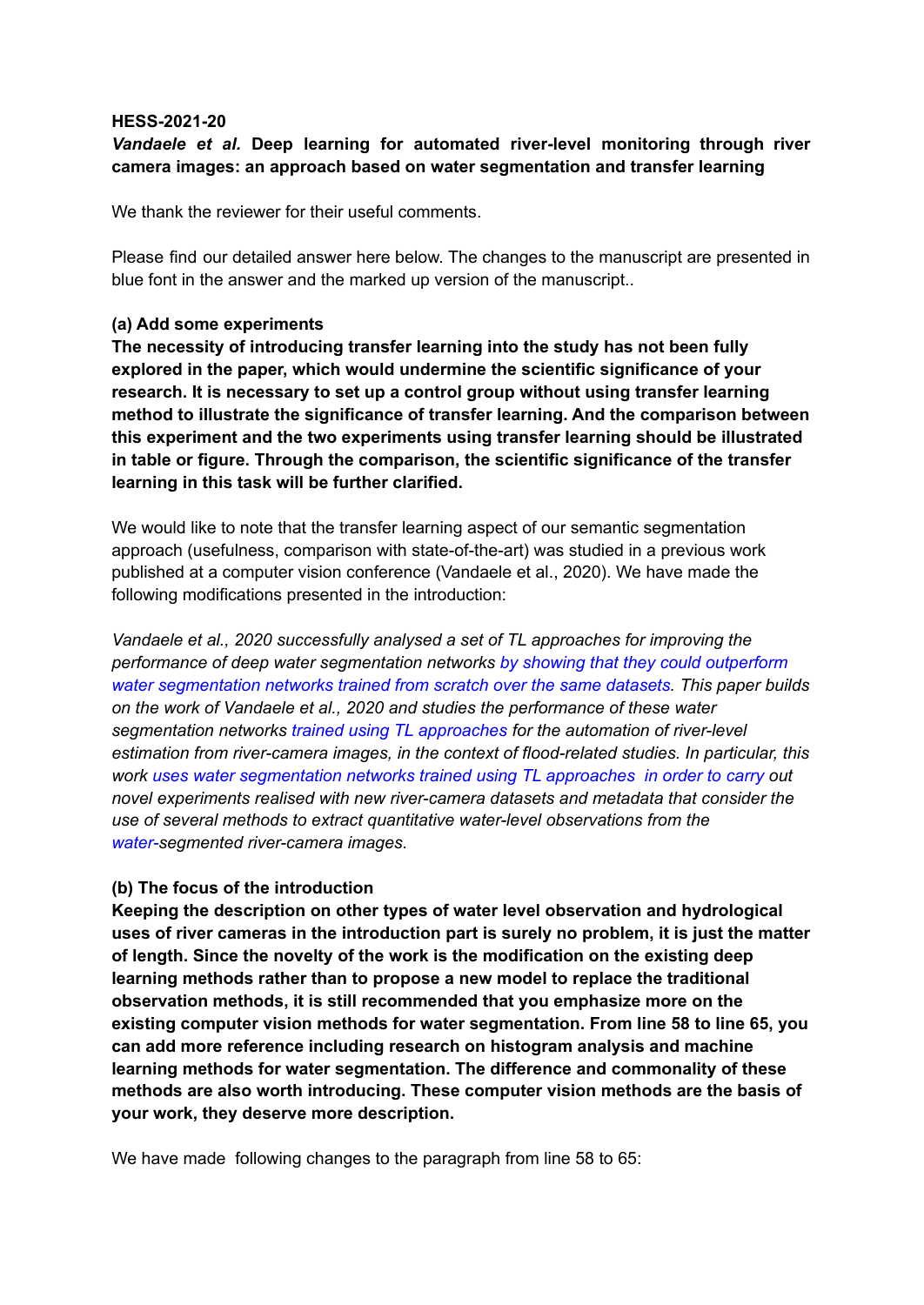**HESS-2021-20**

***Vandaele et al.* Deep learning for automated river-level monitoring through river camera images: an approach based on water segmentation and transfer learning**

We thank the reviewer for their useful comments.

Please find our detailed answer here below. The changes to the manuscript are presented in blue font in the answer and the marked up version of the manuscript..

**(a) Add some experiments**

**The necessity of introducing transfer learning into the study has not been fully explored in the paper, which would undermine the scientific significance of your research. It is necessary to set up a control group without using transfer learning method to illustrate the significance of transfer learning. And the comparison between this experiment and the two experiments using transfer learning should be illustrated in table or figure. Through the comparison, the scientific significance of the transfer learning in this task will be further clarified.**

We would like to note that the transfer learning aspect of our semantic segmentation approach (usefulness, comparison with state-of-the-art) was studied in a previous work published at a computer vision conference (Vandaele et al., 2020). We have made the following modifications presented in the introduction:

*Vandaele et al., 2020 successfully analysed a set of TL approaches for improving the performance of deep water segmentation networks by showing that they could outperform water segmentation networks trained from scratch over the same datasets. This paper builds on the work of Vandaele et al., 2020 and studies the performance of these water segmentation networks trained using TL approaches for the automation of river-level estimation from river-camera images, in the context of flood-related studies. In particular, this work uses water segmentation networks trained using TL approaches in order to carry out novel experiments realised with new river-camera datasets and metadata that consider the use of several methods to extract quantitative water-level observations from the water-segmented river-camera images.*

**(b) The focus of the introduction**

**Keeping the description on other types of water level observation and hydrological uses of river cameras in the introduction part is surely no problem, it is just the matter of length. Since the novelty of the work is the modification on the existing deep learning methods rather than to propose a new model to replace the traditional observation methods, it is still recommended that you emphasize more on the existing computer vision methods for water segmentation. From line 58 to line 65, you can add more reference including research on histogram analysis and machine learning methods for water segmentation. The difference and commonality of these methods are also worth introducing. These computer vision methods are the basis of your work, they deserve more description.**

We have made following changes to the paragraph from line 58 to 65: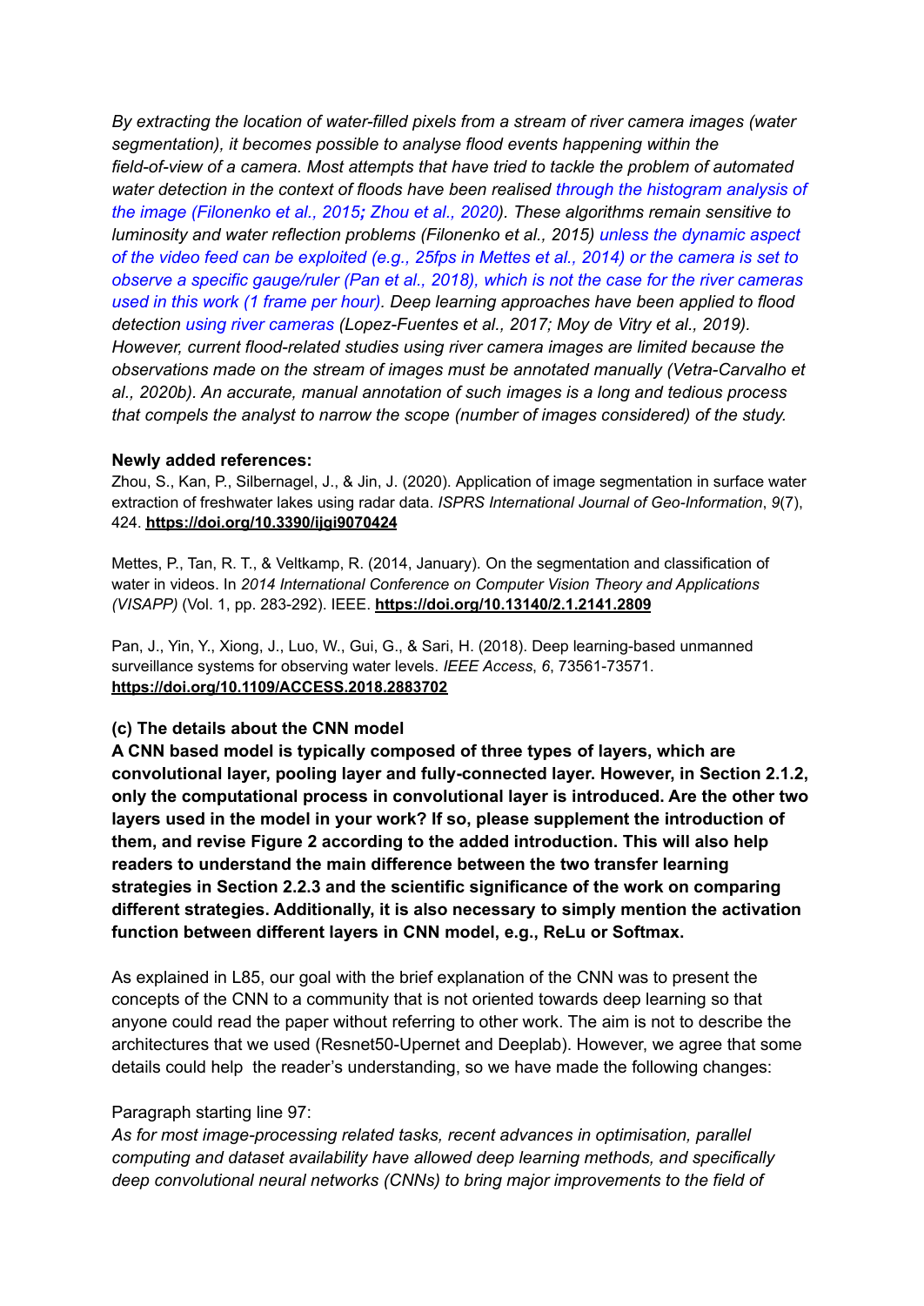*By extracting the location of water-filled pixels from a stream of river camera images (water segmentation), it becomes possible to analyse flood events happening within the field-of-view of a camera. Most attempts that have tried to tackle the problem of automated water detection in the context of floods have been realised through the histogram analysis of the image (Filonenko et al., 2015; Zhou et al., 2020). These algorithms remain sensitive to luminosity and water reflection problems (Filonenko et al., 2015) unless the dynamic aspect of the video feed can be exploited (e.g., 25fps in Mettes et al., 2014) or the camera is set to observe a specific gauge/ruler (Pan et al., 2018), which is not the case for the river cameras used in this work (1 frame per hour). Deep learning approaches have been applied to flood detection using river cameras (Lopez-Fuentes et al., 2017; Moy de Vitry et al., 2019). However, current flood-related studies using river camera images are limited because the observations made on the stream of images must be annotated manually (Vetra-Carvalho et al., 2020b). An accurate, manual annotation of such images is a long and tedious process that compels the analyst to narrow the scope (number of images considered) of the study.*

**Newly added references:**

Zhou, S., Kan, P., Silbernagel, J., & Jin, J. (2020). Application of image segmentation in surface water extraction of freshwater lakes using radar data. *ISPRS International Journal of Geo-Information*, *9*(7), 424. **https://doi.org/10.3390/ijgi9070424**

Mettes, P., Tan, R. T., & Veltkamp, R. (2014, January). On the segmentation and classification of water in videos. In *2014 International Conference on Computer Vision Theory and Applications (VISAPP)* (Vol. 1, pp. 283-292). IEEE. **https://doi.org/10.13140/2.1.2141.2809**

Pan, J., Yin, Y., Xiong, J., Luo, W., Gui, G., & Sari, H. (2018). Deep learning-based unmanned surveillance systems for observing water levels. *IEEE Access*, *6*, 73561-73571. **https://doi.org/10.1109/ACCESS.2018.2883702**

**(c) The details about the CNN model**

**A CNN based model is typically composed of three types of layers, which are convolutional layer, pooling layer and fully-connected layer. However, in Section 2.1.2, only the computational process in convolutional layer is introduced. Are the other two layers used in the model in your work? If so, please supplement the introduction of them, and revise Figure 2 according to the added introduction. This will also help readers to understand the main difference between the two transfer learning strategies in Section 2.2.3 and the scientific significance of the work on comparing different strategies. Additionally, it is also necessary to simply mention the activation function between different layers in CNN model, e.g., ReLu or Softmax.**

As explained in L85, our goal with the brief explanation of the CNN was to present the concepts of the CNN to a community that is not oriented towards deep learning so that anyone could read the paper without referring to other work. The aim is not to describe the architectures that we used (Resnet50-Upernet and Deeplab). However, we agree that some details could help the reader's understanding, so we have made the following changes:

Paragraph starting line 97:

*As for most image-processing related tasks, recent advances in optimisation, parallel computing and dataset availability have allowed deep learning methods, and specifically deep convolutional neural networks (CNNs) to bring major improvements to the field of*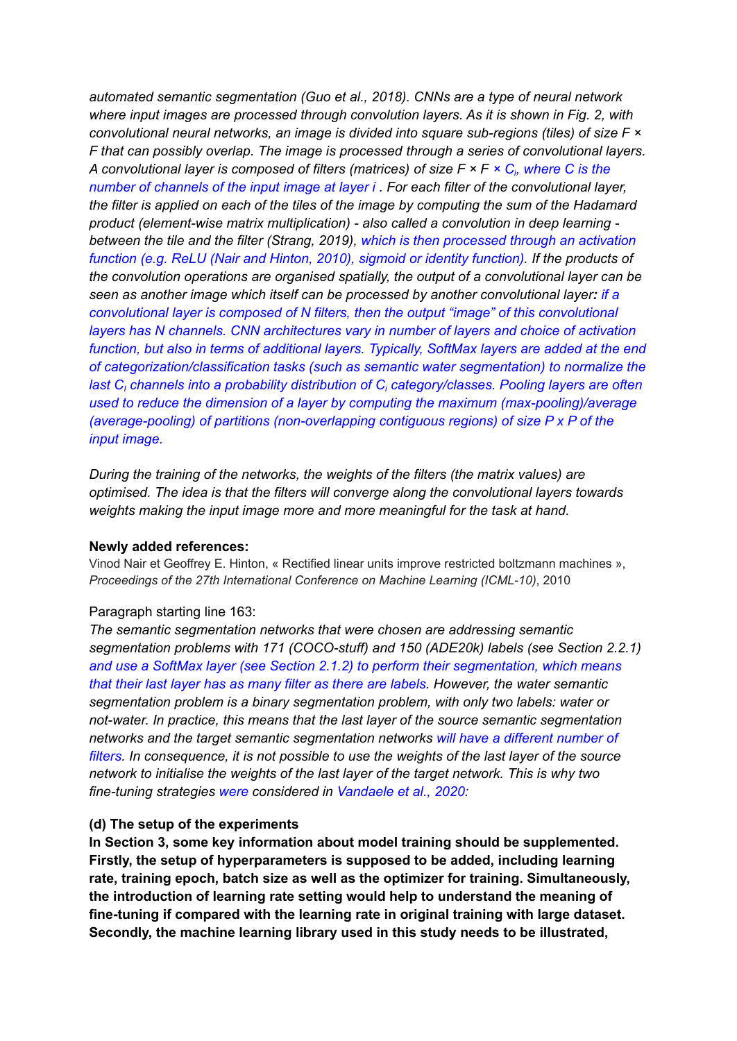*automated semantic segmentation (Guo et al., 2018). CNNs are a type of neural network where input images are processed through convolution layers. As it is shown in Fig. 2, with convolutional neural networks, an image is divided into square sub-regions (tiles) of size F × F that can possibly overlap. The image is processed through a series of convolutional layers. A convolutional layer is composed of filters (matrices) of size F × F × $C_i$, where C is the number of channels of the input image at layer i . For each filter of the convolutional layer, the filter is applied on each of the tiles of the image by computing the sum of the Hadamard product (element-wise matrix multiplication) - also called a convolution in deep learning - between the tile and the filter (Strang, 2019), which is then processed through an activation function (e.g. ReLU (Nair and Hinton, 2010), sigmoid or identity function). If the products of the convolution operations are organised spatially, the output of a convolutional layer can be seen as another image which itself can be processed by another convolutional layer: if a convolutional layer is composed of N filters, then the output "image" of this convolutional layers has N channels. CNN architectures vary in number of layers and choice of activation function, but also in terms of additional layers. Typically, SoftMax layers are added at the end of categorization/classification tasks (such as semantic water segmentation) to normalize the last $C_l$ channels into a probability distribution of $C_l$ category/classes. Pooling layers are often used to reduce the dimension of a layer by computing the maximum (max-pooling)/average (average-pooling) of partitions (non-overlapping contiguous regions) of size P x P of the input image.*

*During the training of the networks, the weights of the filters (the matrix values) are optimised. The idea is that the filters will converge along the convolutional layers towards weights making the input image more and more meaningful for the task at hand.*

**Newly added references:**

Vinod Nair et Geoffrey E. Hinton, « Rectified linear units improve restricted boltzmann machines », *Proceedings of the 27th International Conference on Machine Learning (ICML-10)*, 2010

Paragraph starting line 163:

*The semantic segmentation networks that were chosen are addressing semantic segmentation problems with 171 (COCO-stuff) and 150 (ADE20k) labels (see Section 2.2.1) and use a SoftMax layer (see Section 2.1.2) to perform their segmentation, which means that their last layer has as many filter as there are labels. However, the water semantic segmentation problem is a binary segmentation problem, with only two labels: water or not-water. In practice, this means that the last layer of the source semantic segmentation networks and the target semantic segmentation networks will have a different number of filters. In consequence, it is not possible to use the weights of the last layer of the source network to initialise the weights of the last layer of the target network. This is why two fine-tuning strategies were considered in Vandaele et al., 2020:*

**(d) The setup of the experiments**

**In Section 3, some key information about model training should be supplemented. Firstly, the setup of hyperparameters is supposed to be added, including learning rate, training epoch, batch size as well as the optimizer for training. Simultaneously, the introduction of learning rate setting would help to understand the meaning of fine-tuning if compared with the learning rate in original training with large dataset. Secondly, the machine learning library used in this study needs to be illustrated,**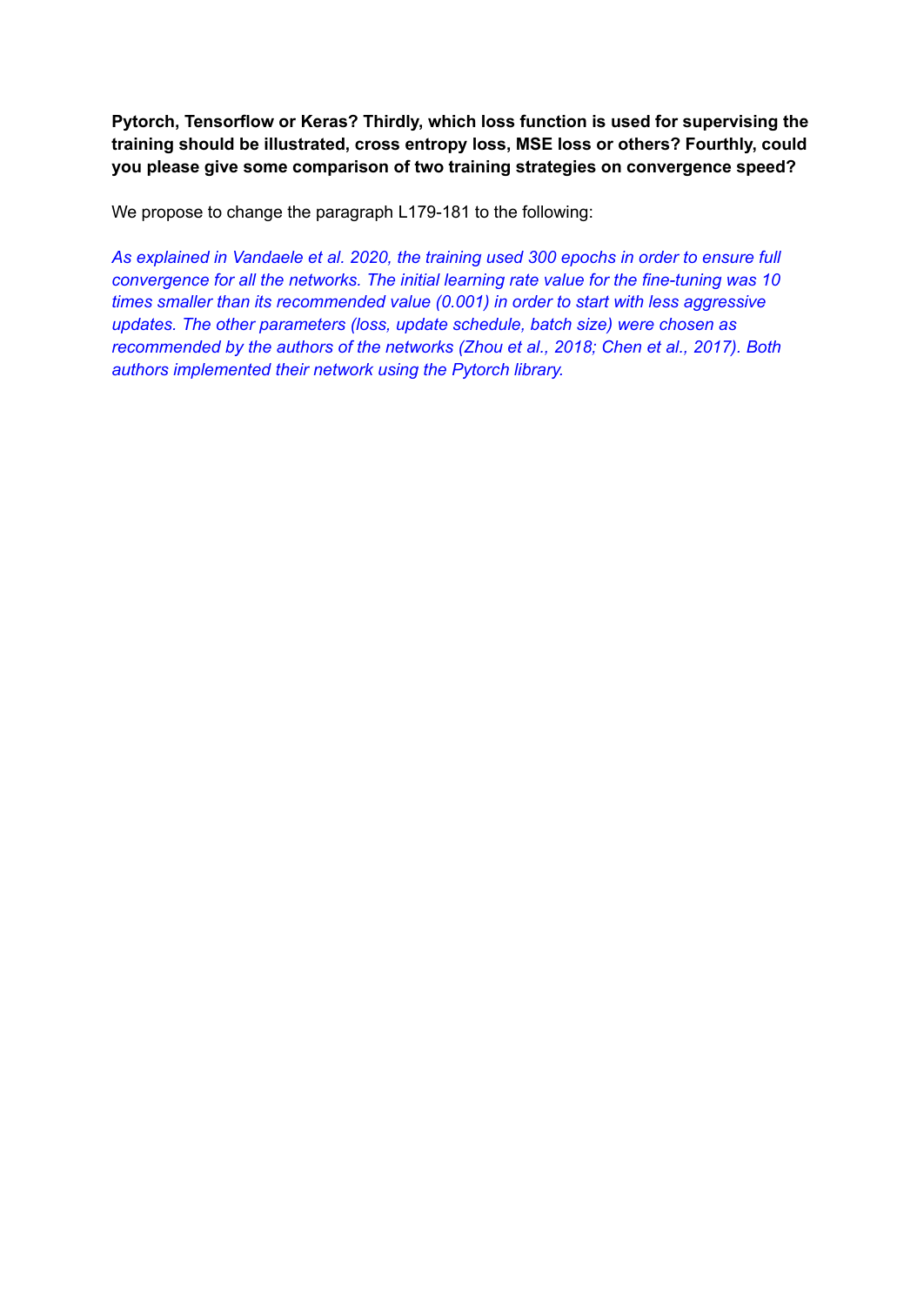**Pytorch, Tensorflow or Keras? Thirdly, which loss function is used for supervising the training should be illustrated, cross entropy loss, MSE loss or others? Fourthly, could you please give some comparison of two training strategies on convergence speed?**

We propose to change the paragraph L179-181 to the following:

*As explained in Vandaele et al. 2020, the training used 300 epochs in order to ensure full convergence for all the networks. The initial learning rate value for the fine-tuning was 10 times smaller than its recommended value (0.001) in order to start with less aggressive updates. The other parameters (loss, update schedule, batch size) were chosen as recommended by the authors of the networks (Zhou et al., 2018; Chen et al., 2017). Both authors implemented their network using the Pytorch library.*